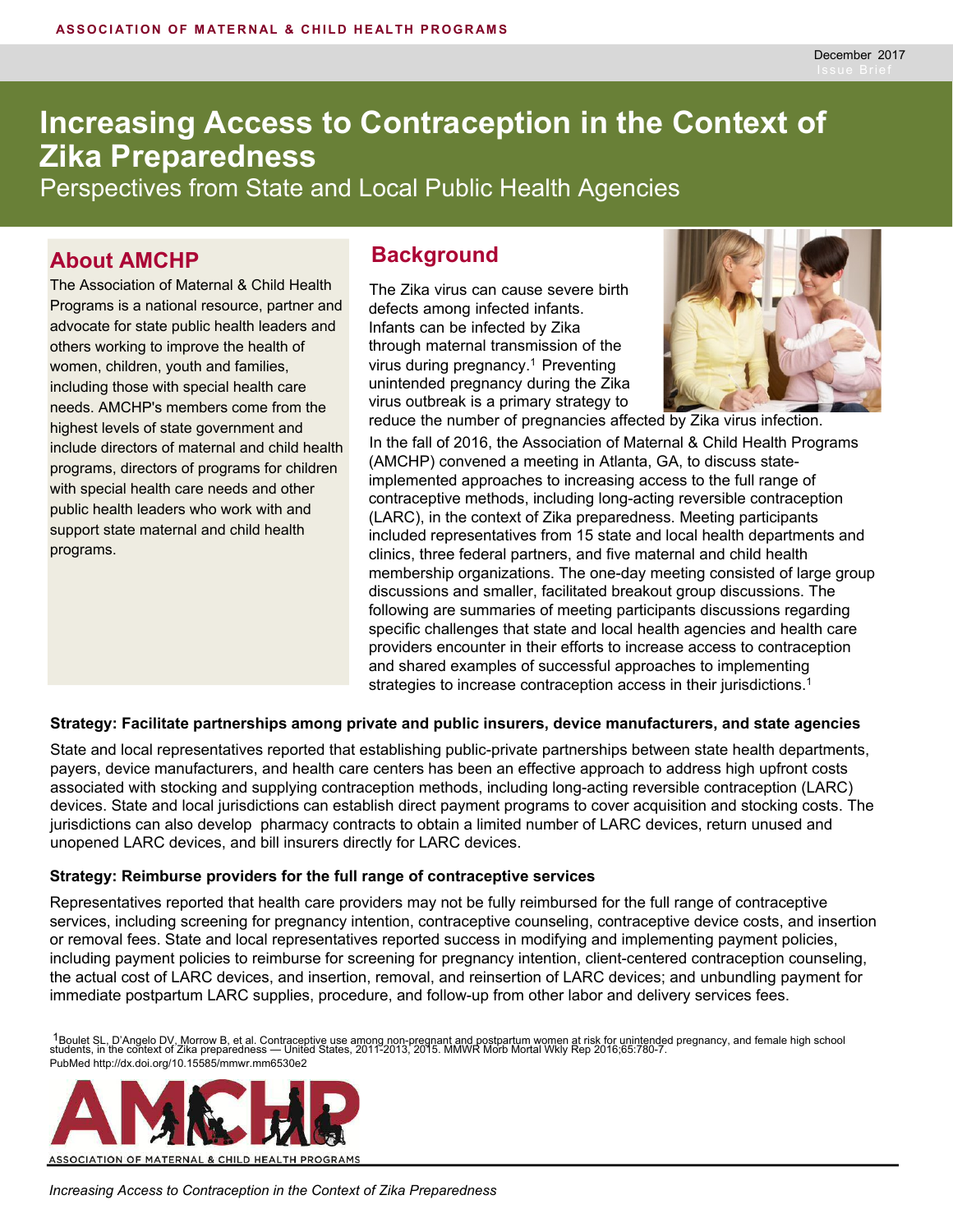December 2017

Issue Brief

# Increasing Access to Contraception in the Context of Zika Preparedness

Perspectives from State and Local Public Health Agencies

## About AMCHP

The Association of Maternal & Child Health Programs is a national resource, partner and advocate for state public health leaders and others working to improve the health of women, children, youth and families, including those with special health care needs. AMCHP's members come from the highest levels of state government and include directors of maternal and child health programs, directors of programs for children with special health care needs and other public health leaders who work with and support state maternal and child health programs.

## Background

The Zika virus can cause severe birth defects among infected infants. Infants can be infected by Zika through maternal transmission of the virus during pregnancy.[1] Preventing unintended pregnancy during the Zika virus outbreak is a primary strategy to reduce the number of pregnancies affected by Zika virus infection.

In the fall of 2016, the Association of Maternal & Child Health Programs (AMCHP) convened a meeting in Atlanta, GA, to discuss state-implemented approaches to increasing access to the full range of contraceptive methods, including long-acting reversible contraception (LARC), in the context of Zika preparedness. Meeting participants included representatives from 15 state and local health departments and clinics, three federal partners, and five maternal and child health membership organizations. The one-day meeting consisted of large group discussions and smaller, facilitated breakout group discussions. The following are summaries of meeting participants discussions regarding specific challenges that state and local health agencies and health care providers encounter in their efforts to increase access to contraception and shared examples of successful approaches to implementing strategies to increase contraception access in their jurisdictions.[1]

**Strategy: Facilitate partnerships among private and public insurers, device manufacturers, and state agencies**

State and local representatives reported that establishing public-private partnerships between state health departments, payers, device manufacturers, and health care centers has been an effective approach to address high upfront costs associated with stocking and supplying contraception methods, including long-acting reversible contraception (LARC) devices. State and local jurisdictions can establish direct payment programs to cover acquisition and stocking costs. The jurisdictions can also develop pharmacy contracts to obtain a limited number of LARC devices, return unused and unopened LARC devices, and bill insurers directly for LARC devices.

**Strategy: Reimburse providers for the full range of contraceptive services**

Representatives reported that health care providers may not be fully reimbursed for the full range of contraceptive services, including screening for pregnancy intention, contraceptive counseling, contraceptive device costs, and insertion or removal fees. State and local representatives reported success in modifying and implementing payment policies, including payment policies to reimburse for screening for pregnancy intention, client-centered contraception counseling, the actual cost of LARC devices, and insertion, removal, and reinsertion of LARC devices; and unbundling payment for immediate postpartum LARC supplies, procedure, and follow-up from other labor and delivery services fees.

[1] Boulet SL, D'Angelo DV, Morrow B, et al. Contraceptive use among non-pregnant and postpartum women at risk for unintended pregnancy, and female high school students, in the context of Zika preparedness — United States, 2011-2013, 2015. MMWR Morb Mortal Wkly Rep 2016;65:780-7. PubMed http://dx.doi.org/10.15585/mmwr.mm6530e2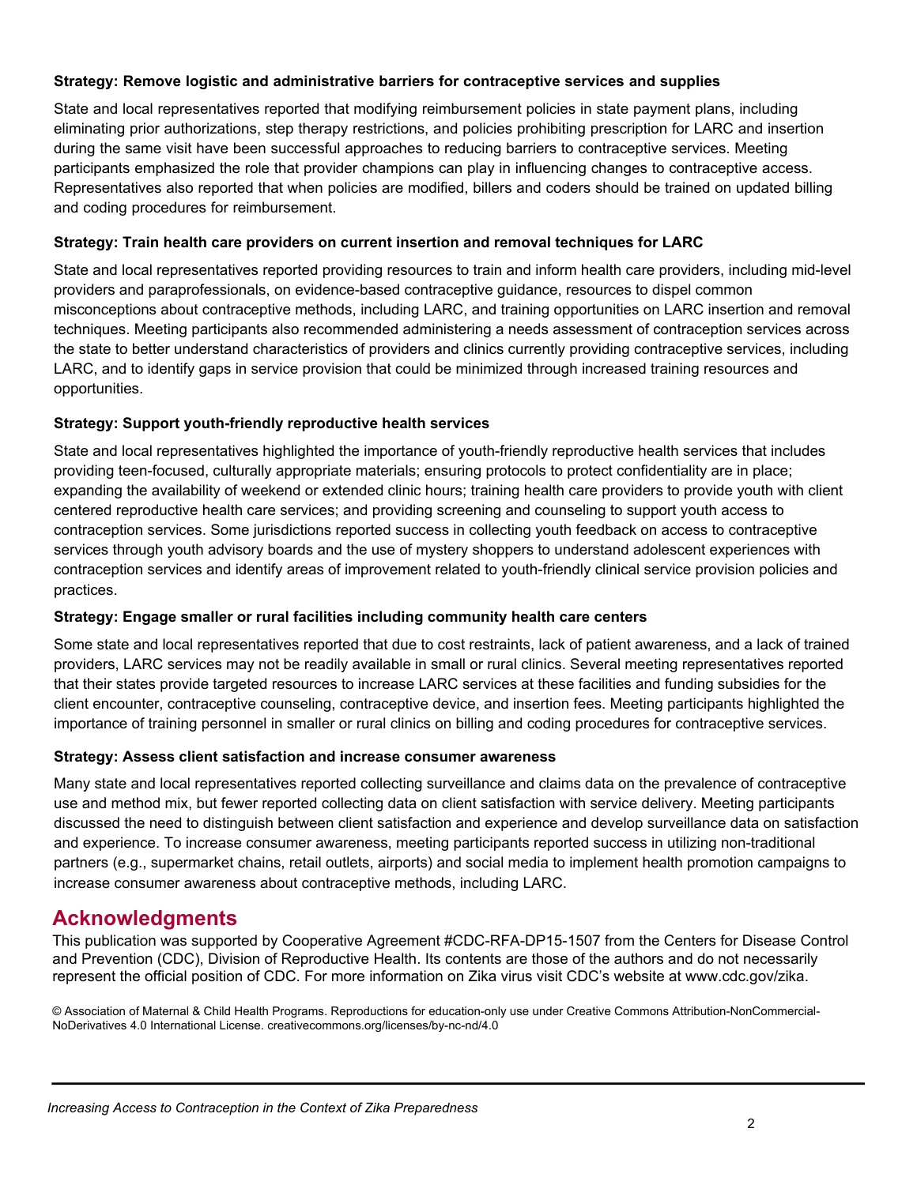**Strategy: Remove logistic and administrative barriers for contraceptive services and supplies**

State and local representatives reported that modifying reimbursement policies in state payment plans, including eliminating prior authorizations, step therapy restrictions, and policies prohibiting prescription for LARC and insertion during the same visit have been successful approaches to reducing barriers to contraceptive services. Meeting participants emphasized the role that provider champions can play in influencing changes to contraceptive access. Representatives also reported that when policies are modified, billers and coders should be trained on updated billing and coding procedures for reimbursement.

**Strategy: Train health care providers on current insertion and removal techniques for LARC**

State and local representatives reported providing resources to train and inform health care providers, including mid-level providers and paraprofessionals, on evidence-based contraceptive guidance, resources to dispel common misconceptions about contraceptive methods, including LARC, and training opportunities on LARC insertion and removal techniques. Meeting participants also recommended administering a needs assessment of contraception services across the state to better understand characteristics of providers and clinics currently providing contraceptive services, including LARC, and to identify gaps in service provision that could be minimized through increased training resources and opportunities.

**Strategy: Support youth-friendly reproductive health services**

State and local representatives highlighted the importance of youth-friendly reproductive health services that includes providing teen-focused, culturally appropriate materials; ensuring protocols to protect confidentiality are in place; expanding the availability of weekend or extended clinic hours; training health care providers to provide youth with client centered reproductive health care services; and providing screening and counseling to support youth access to contraception services. Some jurisdictions reported success in collecting youth feedback on access to contraceptive services through youth advisory boards and the use of mystery shoppers to understand adolescent experiences with contraception services and identify areas of improvement related to youth-friendly clinical service provision policies and practices.

**Strategy: Engage smaller or rural facilities including community health care centers**

Some state and local representatives reported that due to cost restraints, lack of patient awareness, and a lack of trained providers, LARC services may not be readily available in small or rural clinics. Several meeting representatives reported that their states provide targeted resources to increase LARC services at these facilities and funding subsidies for the client encounter, contraceptive counseling, contraceptive device, and insertion fees. Meeting participants highlighted the importance of training personnel in smaller or rural clinics on billing and coding procedures for contraceptive services.

**Strategy: Assess client satisfaction and increase consumer awareness**

Many state and local representatives reported collecting surveillance and claims data on the prevalence of contraceptive use and method mix, but fewer reported collecting data on client satisfaction with service delivery. Meeting participants discussed the need to distinguish between client satisfaction and experience and develop surveillance data on satisfaction and experience. To increase consumer awareness, meeting participants reported success in utilizing non-traditional partners (e.g., supermarket chains, retail outlets, airports) and social media to implement health promotion campaigns to increase consumer awareness about contraceptive methods, including LARC.

## Acknowledgments

This publication was supported by Cooperative Agreement #CDC-RFA-DP15-1507 from the Centers for Disease Control and Prevention (CDC), Division of Reproductive Health. Its contents are those of the authors and do not necessarily represent the official position of CDC. For more information on Zika virus visit CDC's website at www.cdc.gov/zika.

© Association of Maternal & Child Health Programs. Reproductions for education-only use under Creative Commons Attribution-NonCommercial-NoDerivatives 4.0 International License. creativecommons.org/licenses/by-nc-nd/4.0